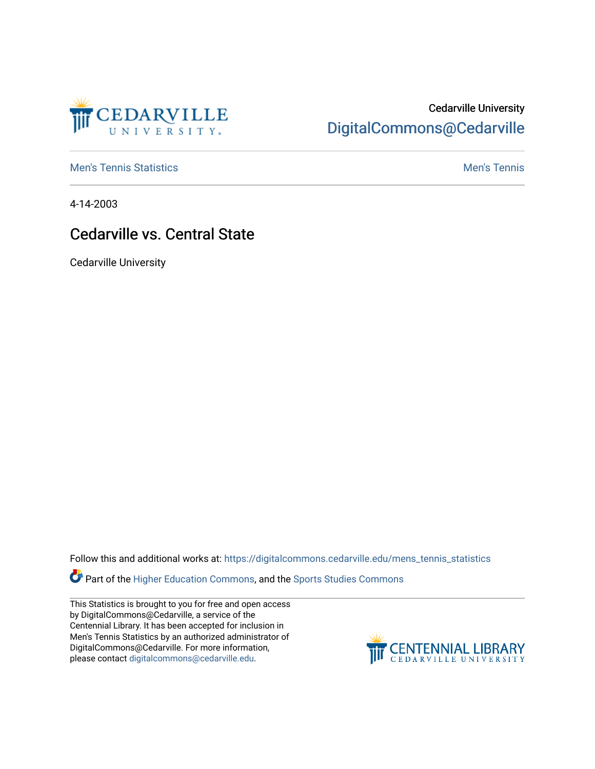Cedarville University

DigitalCommons@Cedarville

Men's Tennis Statistics

Men's Tennis

4-14-2003

# Cedarville vs. Central State

Cedarville University

Follow this and additional works at: https://digitalcommons.cedarville.edu/mens_tennis_statistics

Part of the Higher Education Commons, and the Sports Studies Commons

This Statistics is brought to you for free and open access by DigitalCommons@Cedarville, a service of the Centennial Library. It has been accepted for inclusion in Men's Tennis Statistics by an authorized administrator of DigitalCommons@Cedarville. For more information, please contact digitalcommons@cedarville.edu.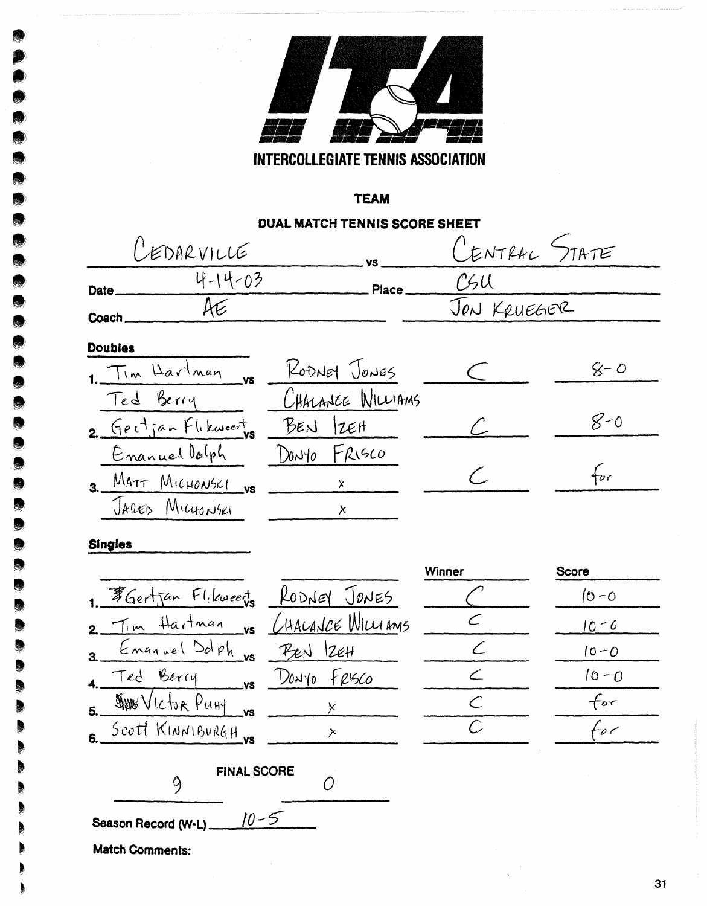# INTERCOLLEGIATE TENNIS ASSOCIATION

## TEAM

## DUAL MATCH TENNIS SCORE SHEET

CEDARVILLE vs CENTRAL STATE

Date 4-14-03 Place CSU

Coach AE JON KRUEGER

### Doubles

| | | | | |
|---|---|---|---|---|
| 1. | Tim Hartman / Ted Berry | vs Rodney Jones / Chalance Williams | C | 8-0 |
| 2. | Gertjan Flikweert / Emanuel Dolph | vs Ben Izeh / Donyo Frisco | C | 8-0 |
| 3. | Matt Michonski / Jared Michonski | vs x / x | C | for |

### Singles

| | | | Winner | Score |
|---|---|---|---|---|
| 1. | Gertjan Flikweert | vs Rodney Jones | C | 10-0 |
| 2. | Tim Hartman | vs Chalance Williams | C | 10-0 |
| 3. | Emanuel Dolph | vs Ben Izeh | C | 10-0 |
| 4. | Ted Berry | vs Donyo Frisco | C | 10-0 |
| 5. | Victor Puhy | vs x | C | for |
| 6. | Scott Kinniburgh | vs x | C | for |

**FINAL SCORE**

9 0

Season Record (W-L) 10-5

Match Comments: